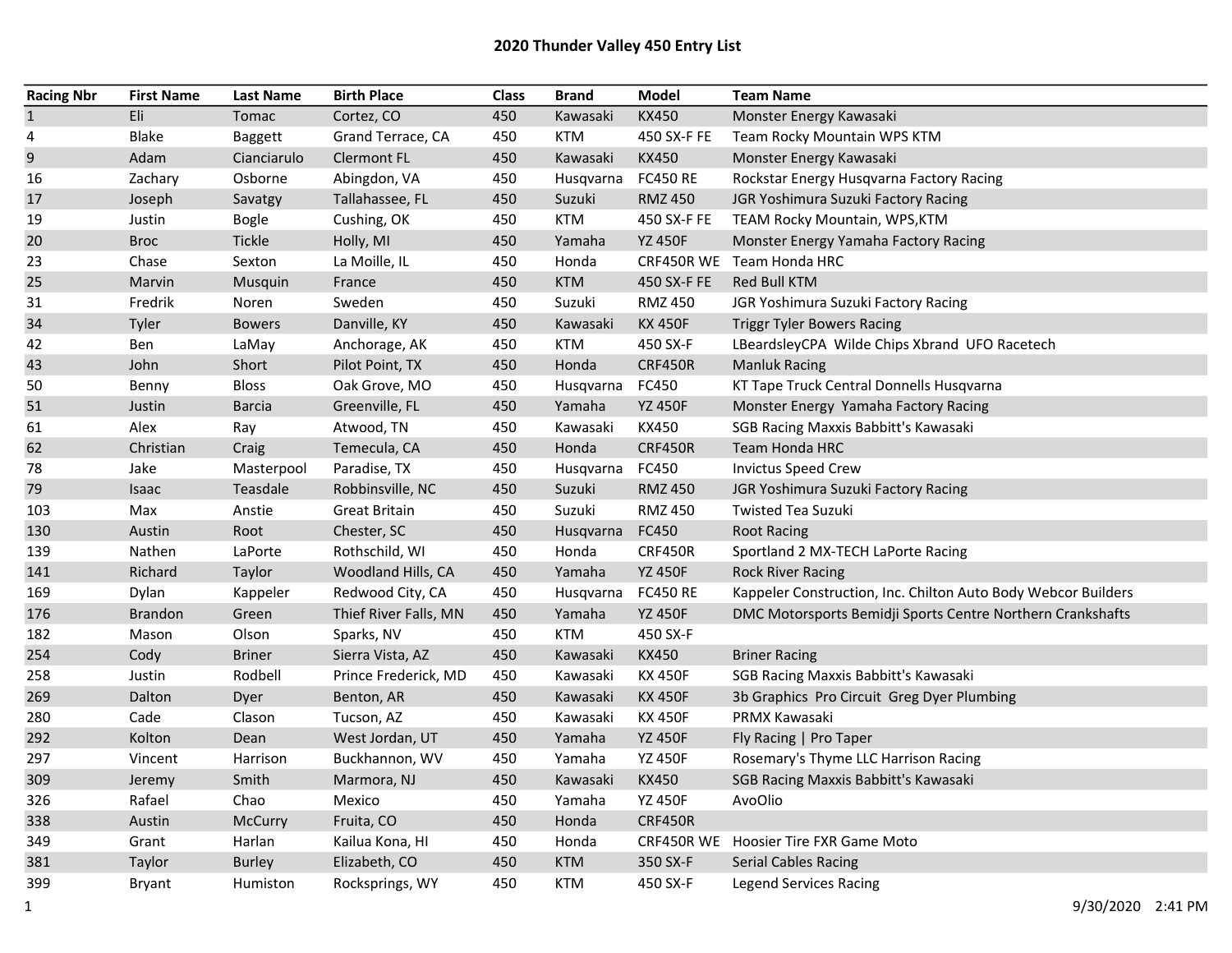# 2020 Thunder Valley 450 Entry List

| Racing Nbr | First Name | Last Name | Birth Place | Class | Brand | Model | Team Name |
|---|---|---|---|---|---|---|---|
| 1 | Eli | Tomac | Cortez, CO | 450 | Kawasaki | KX450 | Monster Energy Kawasaki |
| 4 | Blake | Baggett | Grand Terrace, CA | 450 | KTM | 450 SX-F FE | Team Rocky Mountain WPS KTM |
| 9 | Adam | Cianciarulo | Clermont FL | 450 | Kawasaki | KX450 | Monster Energy Kawasaki |
| 16 | Zachary | Osborne | Abingdon, VA | 450 | Husqvarna | FC450 RE | Rockstar Energy Husqvarna Factory Racing |
| 17 | Joseph | Savatgy | Tallahassee, FL | 450 | Suzuki | RMZ 450 | JGR Yoshimura Suzuki Factory Racing |
| 19 | Justin | Bogle | Cushing, OK | 450 | KTM | 450 SX-F FE | TEAM Rocky Mountain, WPS,KTM |
| 20 | Broc | Tickle | Holly, MI | 450 | Yamaha | YZ 450F | Monster Energy Yamaha Factory Racing |
| 23 | Chase | Sexton | La Moille, IL | 450 | Honda | CRF450R WE | Team Honda HRC |
| 25 | Marvin | Musquin | France | 450 | KTM | 450 SX-F FE | Red Bull KTM |
| 31 | Fredrik | Noren | Sweden | 450 | Suzuki | RMZ 450 | JGR Yoshimura Suzuki Factory Racing |
| 34 | Tyler | Bowers | Danville, KY | 450 | Kawasaki | KX 450F | Triggr Tyler Bowers Racing |
| 42 | Ben | LaMay | Anchorage, AK | 450 | KTM | 450 SX-F | LBeardsleyCPA Wilde Chips Xbrand UFO Racetech |
| 43 | John | Short | Pilot Point, TX | 450 | Honda | CRF450R | Manluk Racing |
| 50 | Benny | Bloss | Oak Grove, MO | 450 | Husqvarna | FC450 | KT Tape Truck Central Donnells Husqvarna |
| 51 | Justin | Barcia | Greenville, FL | 450 | Yamaha | YZ 450F | Monster Energy Yamaha Factory Racing |
| 61 | Alex | Ray | Atwood, TN | 450 | Kawasaki | KX450 | SGB Racing Maxxis Babbitt's Kawasaki |
| 62 | Christian | Craig | Temecula, CA | 450 | Honda | CRF450R | Team Honda HRC |
| 78 | Jake | Masterpool | Paradise, TX | 450 | Husqvarna | FC450 | Invictus Speed Crew |
| 79 | Isaac | Teasdale | Robbinsville, NC | 450 | Suzuki | RMZ 450 | JGR Yoshimura Suzuki Factory Racing |
| 103 | Max | Anstie | Great Britain | 450 | Suzuki | RMZ 450 | Twisted Tea Suzuki |
| 130 | Austin | Root | Chester, SC | 450 | Husqvarna | FC450 | Root Racing |
| 139 | Nathen | LaPorte | Rothschild, WI | 450 | Honda | CRF450R | Sportland 2 MX-TECH LaPorte Racing |
| 141 | Richard | Taylor | Woodland Hills, CA | 450 | Yamaha | YZ 450F | Rock River Racing |
| 169 | Dylan | Kappeler | Redwood City, CA | 450 | Husqvarna | FC450 RE | Kappeler Construction, Inc. Chilton Auto Body Webcor Builders |
| 176 | Brandon | Green | Thief River Falls, MN | 450 | Yamaha | YZ 450F | DMC Motorsports Bemidji Sports Centre Northern Crankshafts |
| 182 | Mason | Olson | Sparks, NV | 450 | KTM | 450 SX-F | |
| 254 | Cody | Briner | Sierra Vista, AZ | 450 | Kawasaki | KX450 | Briner Racing |
| 258 | Justin | Rodbell | Prince Frederick, MD | 450 | Kawasaki | KX 450F | SGB Racing Maxxis Babbitt's Kawasaki |
| 269 | Dalton | Dyer | Benton, AR | 450 | Kawasaki | KX 450F | 3b Graphics Pro Circuit Greg Dyer Plumbing |
| 280 | Cade | Clason | Tucson, AZ | 450 | Kawasaki | KX 450F | PRMX Kawasaki |
| 292 | Kolton | Dean | West Jordan, UT | 450 | Yamaha | YZ 450F | Fly Racing \| Pro Taper |
| 297 | Vincent | Harrison | Buckhannon, WV | 450 | Yamaha | YZ 450F | Rosemary's Thyme LLC Harrison Racing |
| 309 | Jeremy | Smith | Marmora, NJ | 450 | Kawasaki | KX450 | SGB Racing Maxxis Babbitt's Kawasaki |
| 326 | Rafael | Chao | Mexico | 450 | Yamaha | YZ 450F | AvoOlio |
| 338 | Austin | McCurry | Fruita, CO | 450 | Honda | CRF450R | |
| 349 | Grant | Harlan | Kailua Kona, HI | 450 | Honda | CRF450R WE | Hoosier Tire FXR Game Moto |
| 381 | Taylor | Burley | Elizabeth, CO | 450 | KTM | 350 SX-F | Serial Cables Racing |
| 399 | Bryant | Humiston | Rocksprings, WY | 450 | KTM | 450 SX-F | Legend Services Racing |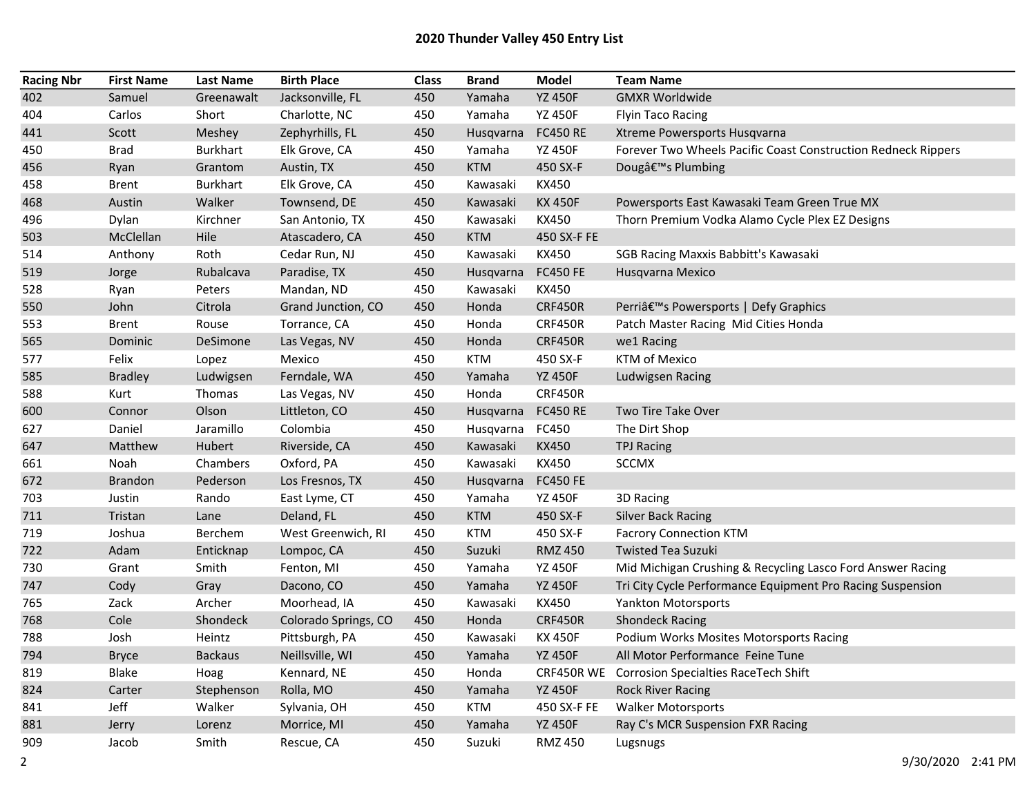# 2020 Thunder Valley 450 Entry List

| Racing Nbr | First Name | Last Name | Birth Place | Class | Brand | Model | Team Name |
|---|---|---|---|---|---|---|---|
| 402 | Samuel | Greenawalt | Jacksonville, FL | 450 | Yamaha | YZ 450F | GMXR Worldwide |
| 404 | Carlos | Short | Charlotte, NC | 450 | Yamaha | YZ 450F | Flyin Taco Racing |
| 441 | Scott | Meshey | Zephyrhills, FL | 450 | Husqvarna | FC450 RE | Xtreme Powersports Husqvarna |
| 450 | Brad | Burkhart | Elk Grove, CA | 450 | Yamaha | YZ 450F | Forever Two Wheels Pacific Coast Construction Redneck Rippers |
| 456 | Ryan | Grantom | Austin, TX | 450 | KTM | 450 SX-F | Dougâ€™s Plumbing |
| 458 | Brent | Burkhart | Elk Grove, CA | 450 | Kawasaki | KX450 | |
| 468 | Austin | Walker | Townsend, DE | 450 | Kawasaki | KX 450F | Powersports East Kawasaki Team Green True MX |
| 496 | Dylan | Kirchner | San Antonio, TX | 450 | Kawasaki | KX450 | Thorn Premium Vodka Alamo Cycle Plex EZ Designs |
| 503 | McClellan | Hile | Atascadero, CA | 450 | KTM | 450 SX-F FE | |
| 514 | Anthony | Roth | Cedar Run, NJ | 450 | Kawasaki | KX450 | SGB Racing Maxxis Babbitt's Kawasaki |
| 519 | Jorge | Rubalcava | Paradise, TX | 450 | Husqvarna | FC450 FE | Husqvarna Mexico |
| 528 | Ryan | Peters | Mandan, ND | 450 | Kawasaki | KX450 | |
| 550 | John | Citrola | Grand Junction, CO | 450 | Honda | CRF450R | Perriâ€™s Powersports \| Defy Graphics |
| 553 | Brent | Rouse | Torrance, CA | 450 | Honda | CRF450R | Patch Master Racing  Mid Cities Honda |
| 565 | Dominic | DeSimone | Las Vegas, NV | 450 | Honda | CRF450R | we1 Racing |
| 577 | Felix | Lopez | Mexico | 450 | KTM | 450 SX-F | KTM of Mexico |
| 585 | Bradley | Ludwigsen | Ferndale, WA | 450 | Yamaha | YZ 450F | Ludwigsen Racing |
| 588 | Kurt | Thomas | Las Vegas, NV | 450 | Honda | CRF450R | |
| 600 | Connor | Olson | Littleton, CO | 450 | Husqvarna | FC450 RE | Two Tire Take Over |
| 627 | Daniel | Jaramillo | Colombia | 450 | Husqvarna | FC450 | The Dirt Shop |
| 647 | Matthew | Hubert | Riverside, CA | 450 | Kawasaki | KX450 | TPJ Racing |
| 661 | Noah | Chambers | Oxford, PA | 450 | Kawasaki | KX450 | SCCMX |
| 672 | Brandon | Pederson | Los Fresnos, TX | 450 | Husqvarna | FC450 FE | |
| 703 | Justin | Rando | East Lyme, CT | 450 | Yamaha | YZ 450F | 3D Racing |
| 711 | Tristan | Lane | Deland, FL | 450 | KTM | 450 SX-F | Silver Back Racing |
| 719 | Joshua | Berchem | West Greenwich, RI | 450 | KTM | 450 SX-F | Facrory Connection KTM |
| 722 | Adam | Enticknap | Lompoc, CA | 450 | Suzuki | RMZ 450 | Twisted Tea Suzuki |
| 730 | Grant | Smith | Fenton, MI | 450 | Yamaha | YZ 450F | Mid Michigan Crushing & Recycling Lasco Ford Answer Racing |
| 747 | Cody | Gray | Dacono, CO | 450 | Yamaha | YZ 450F | Tri City Cycle Performance Equipment Pro Racing Suspension |
| 765 | Zack | Archer | Moorhead, IA | 450 | Kawasaki | KX450 | Yankton Motorsports |
| 768 | Cole | Shondeck | Colorado Springs, CO | 450 | Honda | CRF450R | Shondeck Racing |
| 788 | Josh | Heintz | Pittsburgh, PA | 450 | Kawasaki | KX 450F | Podium Works Mosites Motorsports Racing |
| 794 | Bryce | Backaus | Neillsville, WI | 450 | Yamaha | YZ 450F | All Motor Performance  Feine Tune |
| 819 | Blake | Hoag | Kennard, NE | 450 | Honda | CRF450R WE | Corrosion Specialties RaceTech Shift |
| 824 | Carter | Stephenson | Rolla, MO | 450 | Yamaha | YZ 450F | Rock River Racing |
| 841 | Jeff | Walker | Sylvania, OH | 450 | KTM | 450 SX-F FE | Walker Motorsports |
| 881 | Jerry | Lorenz | Morrice, MI | 450 | Yamaha | YZ 450F | Ray C's MCR Suspension FXR Racing |
| 909 | Jacob | Smith | Rescue, CA | 450 | Suzuki | RMZ 450 | Lugsnugs |

9/30/2020 2:41 PM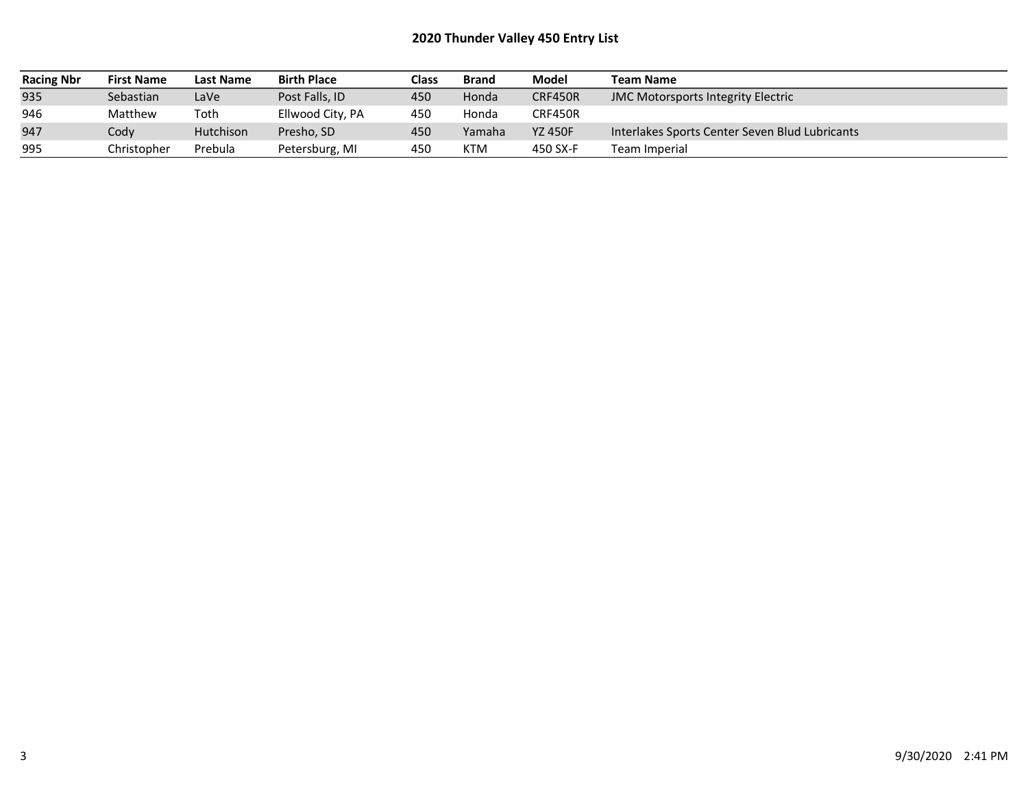## 2020 Thunder Valley 450 Entry List

| Racing Nbr | First Name | Last Name | Birth Place | Class | Brand | Model | Team Name |
|---|---|---|---|---|---|---|---|
| 935 | Sebastian | LaVe | Post Falls, ID | 450 | Honda | CRF450R | JMC Motorsports Integrity Electric |
| 946 | Matthew | Toth | Ellwood City, PA | 450 | Honda | CRF450R | |
| 947 | Cody | Hutchison | Presho, SD | 450 | Yamaha | YZ 450F | Interlakes Sports Center Seven Blud Lubricants |
| 995 | Christopher | Prebula | Petersburg, MI | 450 | KTM | 450 SX-F | Team Imperial |

9/30/2020 2:41 PM